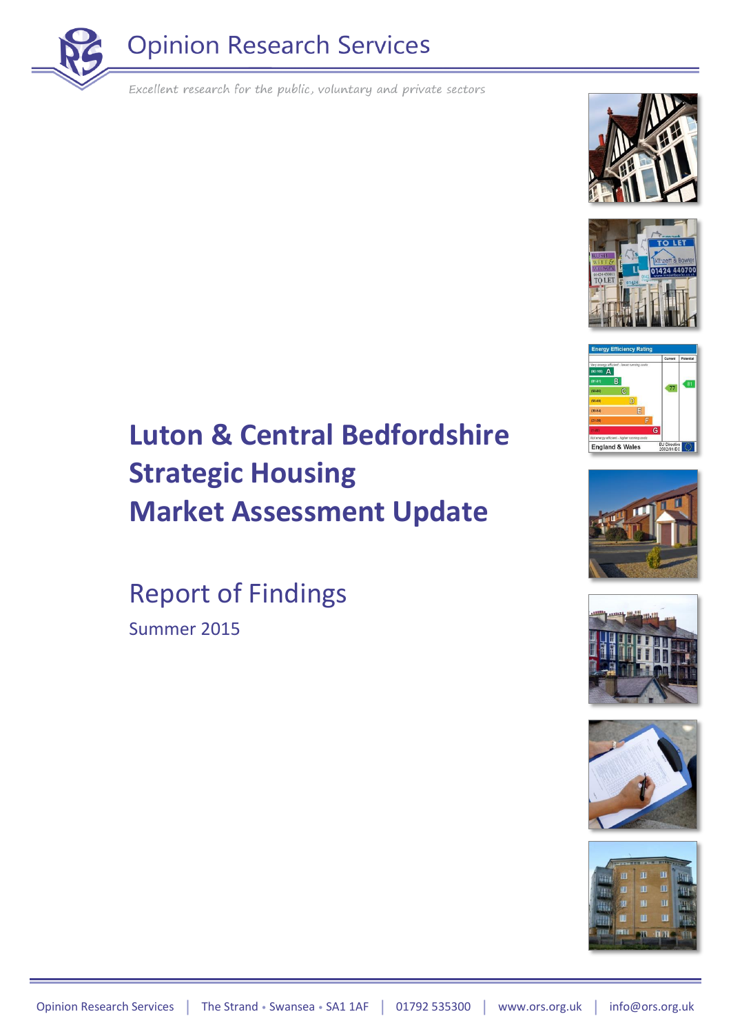Opinion Research Services

*Excellent research for the public, voluntary and private sectors*

# Luton & Central Bedfordshire Strategic Housing Market Assessment Update

## Report of Findings

Summer 2015

Opinion Research Services | The Strand • Swansea • SA1 1AF | 01792 535300 | www.ors.org.uk | info@ors.org.uk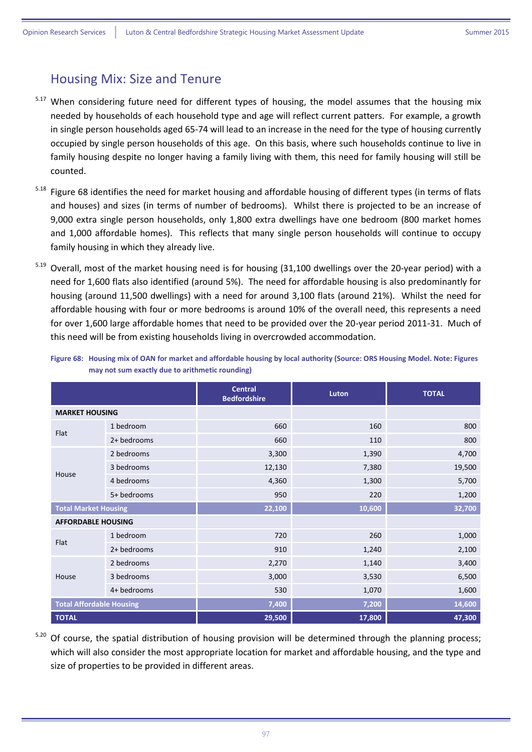## Housing Mix: Size and Tenure

5.17 When considering future need for different types of housing, the model assumes that the housing mix needed by households of each household type and age will reflect current patters. For example, a growth in single person households aged 65-74 will lead to an increase in the need for the type of housing currently occupied by single person households of this age. On this basis, where such households continue to live in family housing despite no longer having a family living with them, this need for family housing will still be counted.

5.18 Figure 68 identifies the need for market housing and affordable housing of different types (in terms of flats and houses) and sizes (in terms of number of bedrooms). Whilst there is projected to be an increase of 9,000 extra single person households, only 1,800 extra dwellings have one bedroom (800 market homes and 1,000 affordable homes). This reflects that many single person households will continue to occupy family housing in which they already live.

5.19 Overall, most of the market housing need is for housing (31,100 dwellings over the 20-year period) with a need for 1,600 flats also identified (around 5%). The need for affordable housing is also predominantly for housing (around 11,500 dwellings) with a need for around 3,100 flats (around 21%). Whilst the need for affordable housing with four or more bedrooms is around 10% of the overall need, this represents a need for over 1,600 large affordable homes that need to be provided over the 20-year period 2011-31. Much of this need will be from existing households living in overcrowded accommodation.

**Figure 68: Housing mix of OAN for market and affordable housing by local authority (Source: ORS Housing Model. Note: Figures may not sum exactly due to arithmetic rounding)**

| | | Central Bedfordshire | Luton | TOTAL |
|---|---|---|---|---|
| **MARKET HOUSING** | | | | |
| Flat | 1 bedroom | 660 | 160 | 800 |
| | 2+ bedrooms | 660 | 110 | 800 |
| House | 2 bedrooms | 3,300 | 1,390 | 4,700 |
| | 3 bedrooms | 12,130 | 7,380 | 19,500 |
| | 4 bedrooms | 4,360 | 1,300 | 5,700 |
| | 5+ bedrooms | 950 | 220 | 1,200 |
| **Total Market Housing** | | **22,100** | **10,600** | **32,700** |
| **AFFORDABLE HOUSING** | | | | |
| Flat | 1 bedroom | 720 | 260 | 1,000 |
| | 2+ bedrooms | 910 | 1,240 | 2,100 |
| House | 2 bedrooms | 2,270 | 1,140 | 3,400 |
| | 3 bedrooms | 3,000 | 3,530 | 6,500 |
| | 4+ bedrooms | 530 | 1,070 | 1,600 |
| **Total Affordable Housing** | | **7,400** | **7,200** | **14,600** |
| **TOTAL** | | **29,500** | **17,800** | **47,300** |

5.20 Of course, the spatial distribution of housing provision will be determined through the planning process; which will also consider the most appropriate location for market and affordable housing, and the type and size of properties to be provided in different areas.